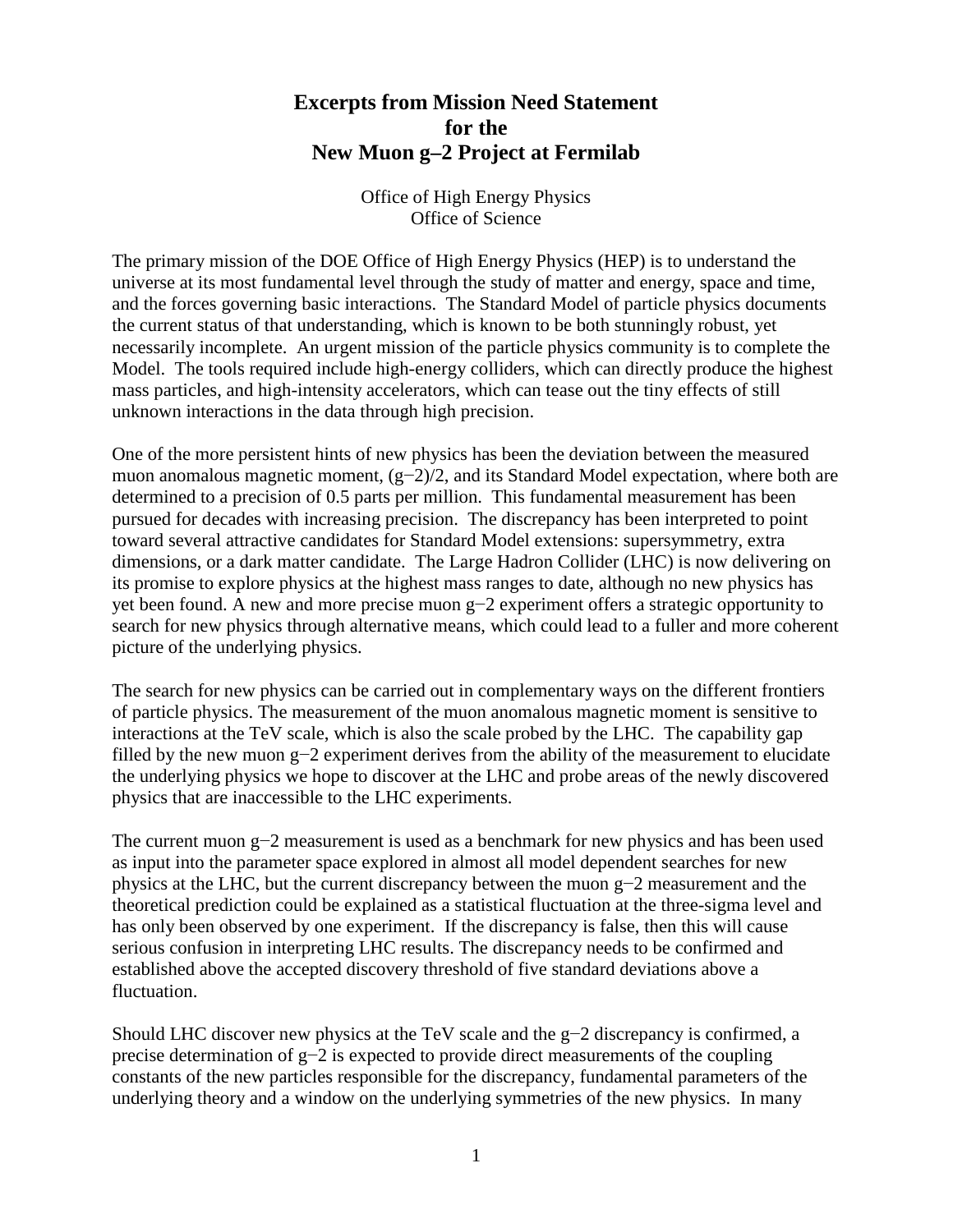# Excerpts from Mission Need Statement for the New Muon g–2 Project at Fermilab

Office of High Energy Physics
Office of Science

The primary mission of the DOE Office of High Energy Physics (HEP) is to understand the universe at its most fundamental level through the study of matter and energy, space and time, and the forces governing basic interactions. The Standard Model of particle physics documents the current status of that understanding, which is known to be both stunningly robust, yet necessarily incomplete. An urgent mission of the particle physics community is to complete the Model. The tools required include high-energy colliders, which can directly produce the highest mass particles, and high-intensity accelerators, which can tease out the tiny effects of still unknown interactions in the data through high precision.

One of the more persistent hints of new physics has been the deviation between the measured muon anomalous magnetic moment, $(g-2)/2$, and its Standard Model expectation, where both are determined to a precision of 0.5 parts per million. This fundamental measurement has been pursued for decades with increasing precision. The discrepancy has been interpreted to point toward several attractive candidates for Standard Model extensions: supersymmetry, extra dimensions, or a dark matter candidate. The Large Hadron Collider (LHC) is now delivering on its promise to explore physics at the highest mass ranges to date, although no new physics has yet been found. A new and more precise muon g−2 experiment offers a strategic opportunity to search for new physics through alternative means, which could lead to a fuller and more coherent picture of the underlying physics.

The search for new physics can be carried out in complementary ways on the different frontiers of particle physics. The measurement of the muon anomalous magnetic moment is sensitive to interactions at the TeV scale, which is also the scale probed by the LHC. The capability gap filled by the new muon g−2 experiment derives from the ability of the measurement to elucidate the underlying physics we hope to discover at the LHC and probe areas of the newly discovered physics that are inaccessible to the LHC experiments.

The current muon g−2 measurement is used as a benchmark for new physics and has been used as input into the parameter space explored in almost all model dependent searches for new physics at the LHC, but the current discrepancy between the muon g−2 measurement and the theoretical prediction could be explained as a statistical fluctuation at the three-sigma level and has only been observed by one experiment. If the discrepancy is false, then this will cause serious confusion in interpreting LHC results. The discrepancy needs to be confirmed and established above the accepted discovery threshold of five standard deviations above a fluctuation.

Should LHC discover new physics at the TeV scale and the g−2 discrepancy is confirmed, a precise determination of g−2 is expected to provide direct measurements of the coupling constants of the new particles responsible for the discrepancy, fundamental parameters of the underlying theory and a window on the underlying symmetries of the new physics. In many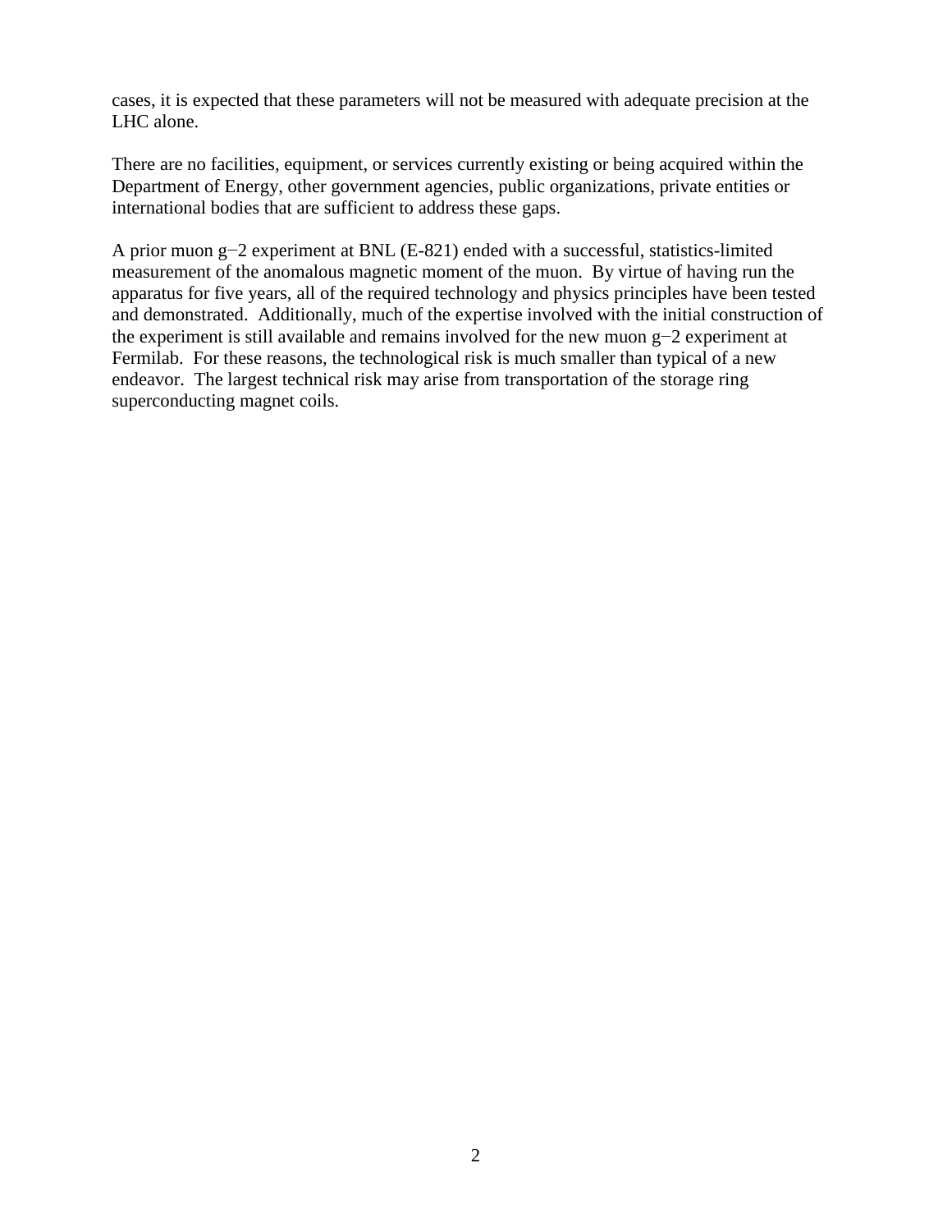cases, it is expected that these parameters will not be measured with adequate precision at the LHC alone.

There are no facilities, equipment, or services currently existing or being acquired within the Department of Energy, other government agencies, public organizations, private entities or international bodies that are sufficient to address these gaps.

A prior muon g−2 experiment at BNL (E-821) ended with a successful, statistics-limited measurement of the anomalous magnetic moment of the muon. By virtue of having run the apparatus for five years, all of the required technology and physics principles have been tested and demonstrated. Additionally, much of the expertise involved with the initial construction of the experiment is still available and remains involved for the new muon g−2 experiment at Fermilab. For these reasons, the technological risk is much smaller than typical of a new endeavor. The largest technical risk may arise from transportation of the storage ring superconducting magnet coils.